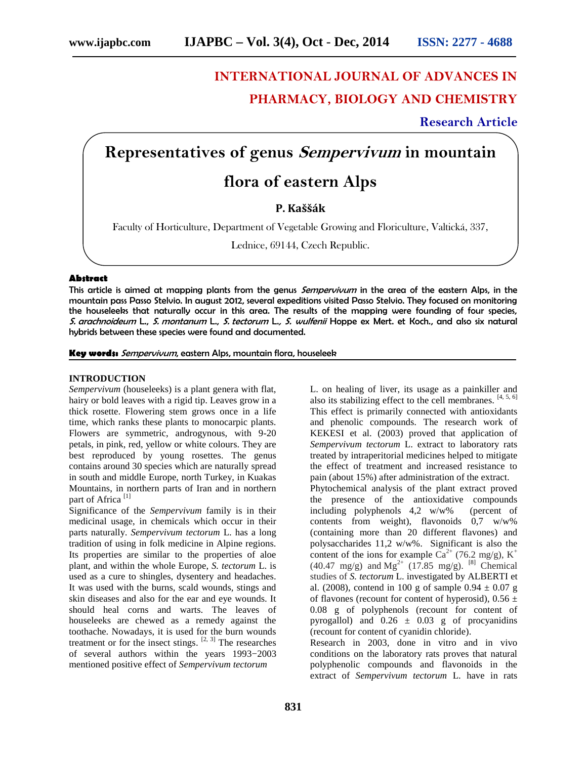**INTERNATIONAL JOURNAL OF ADVANCES IN PHARMACY, BIOLOGY AND CHEMISTRY**

**Research Article**

# Representatives of genus *Sempervivum* in mountain flora of eastern Alps

**P. Kaššák**

Faculty of Horticulture, Department of Vegetable Growing and Floriculture, Valtická, 337, Lednice, 69144, Czech Republic.

**Abstract**

This article is aimed at mapping plants from the genus *Sempervivum* in the area of the eastern Alps, in the mountain pass Passo Stelvio. In august 2012, several expeditions visited Passo Stelvio. They focused on monitoring the houseleeks that naturally occur in this area. The results of the mapping were founding of four species, *S. arachnoideum* L., *S. montanum* L., *S. tectorum* L., *S. wulfenii* Hoppe ex Mert. et Koch., and also six natural hybrids between these species were found and documented.

**Key words:** *Sempervivum*, eastern Alps, mountain flora, houseleek

## INTRODUCTION

*Sempervivum* (houseleeks) is a plant genera with flat, hairy or bold leaves with a rigid tip. Leaves grow in a thick rosette. Flowering stem grows once in a life time, which ranks these plants to monocarpic plants. Flowers are symmetric, androgynous, with 9-20 petals, in pink, red, yellow or white colours. They are best reproduced by young rosettes. The genus contains around 30 species which are naturally spread in south and middle Europe, north Turkey, in Kuakas Mountains, in northern parts of Iran and in northern part of Africa [1]

Significance of the *Sempervivum* family is in their medicinal usage, in chemicals which occur in their parts naturally. *Sempervivum tectorum* L. has a long tradition of using in folk medicine in Alpine regions. Its properties are similar to the properties of aloe plant, and within the whole Europe, *S. tectorum* L. is used as a cure to shingles, dysentery and headaches. It was used with the burns, scald wounds, stings and skin diseases and also for the ear and eye wounds. It should heal corns and warts. The leaves of houseleeks are chewed as a remedy against the toothache. Nowadays, it is used for the burn wounds treatment or for the insect stings. [2, 3] The researches of several authors within the years 1993−2003 mentioned positive effect of *Sempervivum tectorum* L. on healing of liver, its usage as a painkiller and also its stabilizing effect to the cell membranes. [4, 5, 6] This effect is primarily connected with antioxidants and phenolic compounds. The research work of KEKESI et al. (2003) proved that application of *Sempervivum tectorum* L. extract to laboratory rats treated by intraperitorial medicines helped to mitigate the effect of treatment and increased resistance to pain (about 15%) after administration of the extract.

Phytochemical analysis of the plant extract proved the presence of the antioxidative compounds including polyphenols 4,2 w/w% (percent of contents from weight), flavonoids 0,7 w/w% (containing more than 20 different flavones) and polysaccharides 11,2 w/w%. Significant is also the content of the ions for example $Ca^{2+}$ (76.2 mg/g), $K^{+}$ (40.47 mg/g) and $Mg^{2+}$ (17.85 mg/g). [8] Chemical studies of *S. tectorum* L. investigated by ALBERTI et al. (2008), contend in 100 g of sample $0.94 \pm 0.07$ g of flavones (recount for content of hyperosid), $0.56 \pm 0.08$ g of polyphenols (recount for content of pyrogallol) and $0.26 \pm 0.03$ g of procyanidins (recount for content of cyanidin chloride).

Research in 2003, done in vitro and in vivo conditions on the laboratory rats proves that natural polyphenolic compounds and flavonoids in the extract of *Sempervivum tectorum* L. have in rats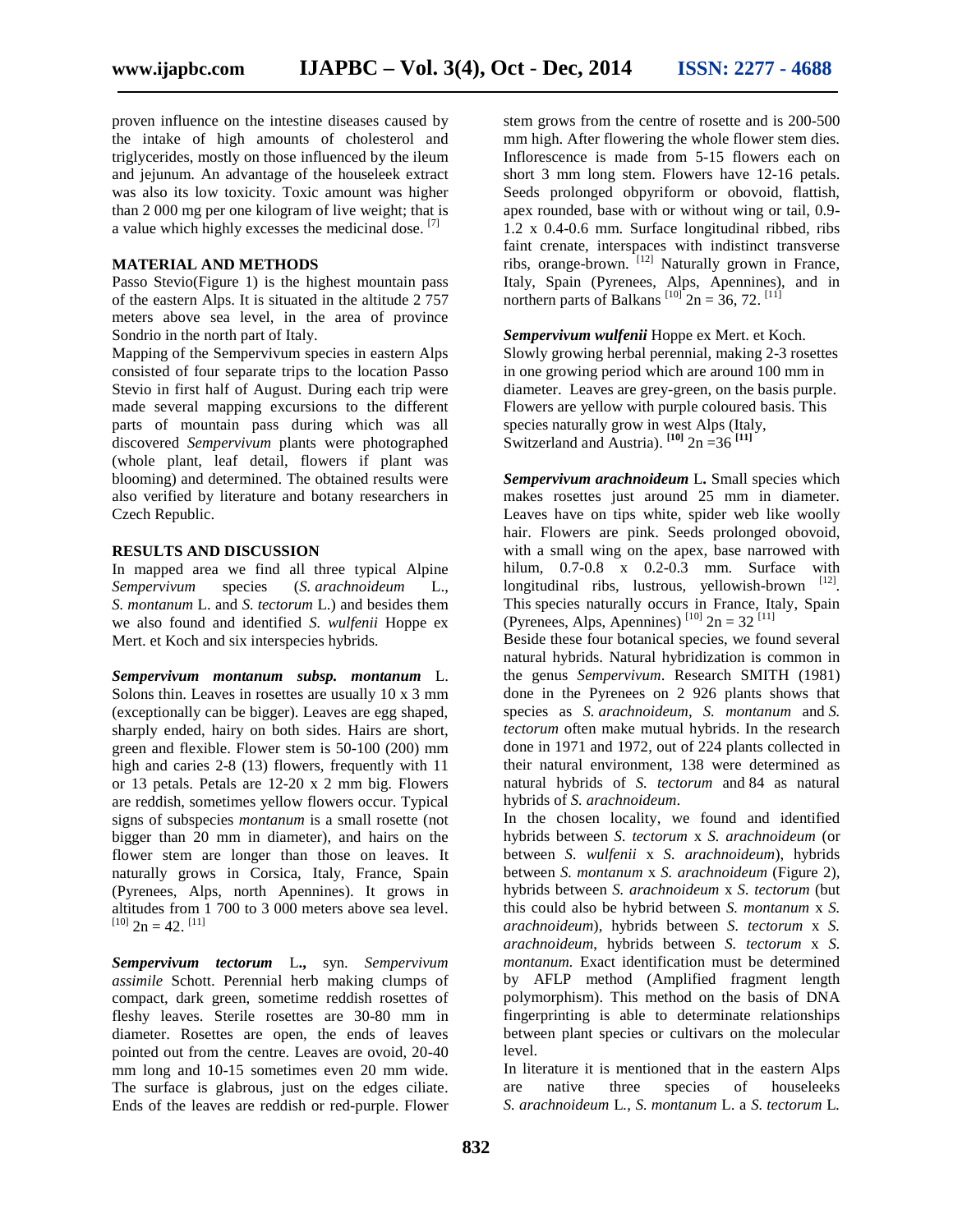proven influence on the intestine diseases caused by the intake of high amounts of cholesterol and triglycerides, mostly on those influenced by the ileum and jejunum. An advantage of the houseleek extract was also its low toxicity. Toxic amount was higher than 2 000 mg per one kilogram of live weight; that is a value which highly excesses the medicinal dose. [7]

## MATERIAL AND METHODS

Passo Stevio(Figure 1) is the highest mountain pass of the eastern Alps. It is situated in the altitude 2 757 meters above sea level, in the area of province Sondrio in the north part of Italy.

Mapping of the Sempervivum species in eastern Alps consisted of four separate trips to the location Passo Stevio in first half of August. During each trip were made several mapping excursions to the different parts of mountain pass during which was all discovered *Sempervivum* plants were photographed (whole plant, leaf detail, flowers if plant was blooming) and determined. The obtained results were also verified by literature and botany researchers in Czech Republic.

## RESULTS AND DISCUSSION

In mapped area we find all three typical Alpine *Sempervivum* species (*S. arachnoideum* L., *S. montanum* L. and *S. tectorum* L.) and besides them we also found and identified *S. wulfenii* Hoppe ex Mert. et Koch and six interspecies hybrids.

***Sempervivum montanum subsp. montanum*** L. Solons thin. Leaves in rosettes are usually 10 x 3 mm (exceptionally can be bigger). Leaves are egg shaped, sharply ended, hairy on both sides. Hairs are short, green and flexible. Flower stem is 50-100 (200) mm high and caries 2-8 (13) flowers, frequently with 11 or 13 petals. Petals are 12-20 x 2 mm big. Flowers are reddish, sometimes yellow flowers occur. Typical signs of subspecies *montanum* is a small rosette (not bigger than 20 mm in diameter), and hairs on the flower stem are longer than those on leaves. It naturally grows in Corsica, Italy, France, Spain (Pyrenees, Alps, north Apennines). It grows in altitudes from 1 700 to 3 000 meters above sea level. [10] 2n = 42. [11]

***Sempervivum tectorum*** L**.,** syn. *Sempervivum assimile* Schott. Perennial herb making clumps of compact, dark green, sometime reddish rosettes of fleshy leaves. Sterile rosettes are 30-80 mm in diameter. Rosettes are open, the ends of leaves pointed out from the centre. Leaves are ovoid, 20-40 mm long and 10-15 sometimes even 20 mm wide. The surface is glabrous, just on the edges ciliate. Ends of the leaves are reddish or red-purple. Flower stem grows from the centre of rosette and is 200-500 mm high. After flowering the whole flower stem dies. Inflorescence is made from 5-15 flowers each on short 3 mm long stem. Flowers have 12-16 petals. Seeds prolonged obpyriform or obovoid, flattish, apex rounded, base with or without wing or tail, 0.9-1.2 x 0.4-0.6 mm. Surface longitudinal ribbed, ribs faint crenate, interspaces with indistinct transverse ribs, orange-brown. [12] Naturally grown in France, Italy, Spain (Pyrenees, Alps, Apennines), and in northern parts of Balkans [10] 2n = 36, 72. [11]

***Sempervivum wulfenii*** Hoppe ex Mert. et Koch. Slowly growing herbal perennial, making 2-3 rosettes in one growing period which are around 100 mm in diameter. Leaves are grey-green, on the basis purple. Flowers are yellow with purple coloured basis. This species naturally grow in west Alps (Italy, Switzerland and Austria). [10] 2n =36 [11]

***Sempervivum arachnoideum*** L. Small species which makes rosettes just around 25 mm in diameter. Leaves have on tips white, spider web like woolly hair. Flowers are pink. Seeds prolonged obovoid, with a small wing on the apex, base narrowed with hilum, 0.7-0.8 x 0.2-0.3 mm. Surface with longitudinal ribs, lustrous, yellowish-brown [12]. This species naturally occurs in France, Italy, Spain (Pyrenees, Alps, Apennines) [10] 2n = 32 [11]

Beside these four botanical species, we found several natural hybrids. Natural hybridization is common in the genus *Sempervivum*. Research SMITH (1981) done in the Pyrenees on 2 926 plants shows that species as *S. arachnoideum*, *S. montanum* and *S. tectorum* often make mutual hybrids. In the research done in 1971 and 1972, out of 224 plants collected in their natural environment, 138 were determined as natural hybrids of *S. tectorum* and 84 as natural hybrids of *S. arachnoideum*.

In the chosen locality, we found and identified hybrids between *S. tectorum* x *S. arachnoideum* (or between *S. wulfenii* x *S. arachnoideum*), hybrids between *S. montanum* x *S. arachnoideum* (Figure 2), hybrids between *S. arachnoideum* x *S. tectorum* (but this could also be hybrid between *S. montanum* x *S. arachnoideum*), hybrids between *S. tectorum* x *S. arachnoideum*, hybrids between *S. tectorum* x *S. montanum*. Exact identification must be determined by AFLP method (Amplified fragment length polymorphism). This method on the basis of DNA fingerprinting is able to determinate relationships between plant species or cultivars on the molecular level.

In literature it is mentioned that in the eastern Alps are native three species of houseleeks *S. arachnoideum* L., *S. montanum* L. a *S. tectorum* L.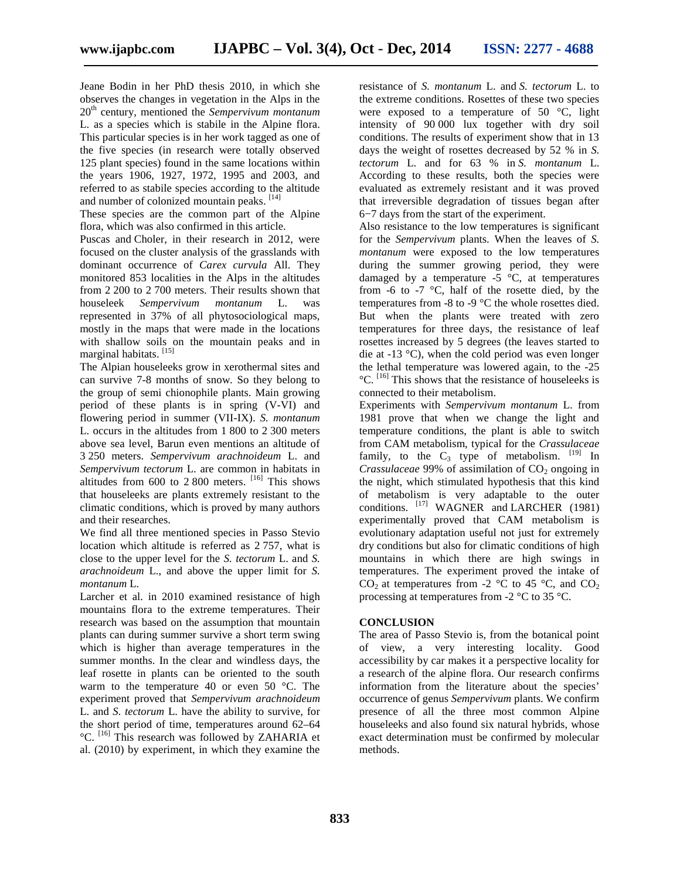Jeane Bodin in her PhD thesis 2010, in which she observes the changes in vegetation in the Alps in the 20th century, mentioned the *Sempervivum montanum* L. as a species which is stabile in the Alpine flora. This particular species is in her work tagged as one of the five species (in research were totally observed 125 plant species) found in the same locations within the years 1906, 1927, 1972, 1995 and 2003, and referred to as stabile species according to the altitude and number of colonized mountain peaks. [14]

These species are the common part of the Alpine flora, which was also confirmed in this article.

Puscas and Choler, in their research in 2012, were focused on the cluster analysis of the grasslands with dominant occurrence of *Carex curvula* All. They monitored 853 localities in the Alps in the altitudes from 2 200 to 2 700 meters. Their results shown that houseleek *Sempervivum montanum* L. was represented in 37% of all phytosociological maps, mostly in the maps that were made in the locations with shallow soils on the mountain peaks and in marginal habitats. [15]

The Alpian houseleeks grow in xerothermal sites and can survive 7-8 months of snow. So they belong to the group of semi chionophile plants. Main growing period of these plants is in spring (V-VI) and flowering period in summer (VII-IX). *S. montanum* L. occurs in the altitudes from 1 800 to 2 300 meters above sea level, Barun even mentions an altitude of 3 250 meters. *Sempervivum arachnoideum* L. and *Sempervivum tectorum* L. are common in habitats in altitudes from 600 to 2 800 meters. [16] This shows that houseleeks are plants extremely resistant to the climatic conditions, which is proved by many authors and their researches.

We find all three mentioned species in Passo Stevio location which altitude is referred as 2 757, what is close to the upper level for the *S. tectorum* L. and *S. arachnoideum* L., and above the upper limit for *S. montanum* L.

Larcher et al. in 2010 examined resistance of high mountains flora to the extreme temperatures. Their research was based on the assumption that mountain plants can during summer survive a short term swing which is higher than average temperatures in the summer months. In the clear and windless days, the leaf rosette in plants can be oriented to the south warm to the temperature 40 or even 50 °C. The experiment proved that *Sempervivum arachnoideum* L. and *S. tectorum* L. have the ability to survive, for the short period of time, temperatures around 62–64 °C. [16] This research was followed by ZAHARIA et al. (2010) by experiment, in which they examine the resistance of *S. montanum* L. and *S. tectorum* L. to the extreme conditions. Rosettes of these two species were exposed to a temperature of 50 °C, light intensity of 90 000 lux together with dry soil conditions. The results of experiment show that in 13 days the weight of rosettes decreased by 52 % in *S. tectorum* L. and for 63 % in *S. montanum* L. According to these results, both the species were evaluated as extremely resistant and it was proved that irreversible degradation of tissues began after 6−7 days from the start of the experiment.

Also resistance to the low temperatures is significant for the *Sempervivum* plants. When the leaves of *S. montanum* were exposed to the low temperatures during the summer growing period, they were damaged by a temperature -5 °C, at temperatures from -6 to -7 °C, half of the rosette died, by the temperatures from -8 to -9 °C the whole rosettes died. But when the plants were treated with zero temperatures for three days, the resistance of leaf rosettes increased by 5 degrees (the leaves started to die at -13 °C), when the cold period was even longer the lethal temperature was lowered again, to the -25 °C. [16] This shows that the resistance of houseleeks is connected to their metabolism.

Experiments with *Sempervivum montanum* L. from 1981 prove that when we change the light and temperature conditions, the plant is able to switch from CAM metabolism, typical for the *Crassulaceae* family, to the $C_3$ type of metabolism. [19] In *Crassulaceae* 99% of assimilation of $CO_2$ ongoing in the night, which stimulated hypothesis that this kind of metabolism is very adaptable to the outer conditions. [17] WAGNER and LARCHER (1981) experimentally proved that CAM metabolism is evolutionary adaptation useful not just for extremely dry conditions but also for climatic conditions of high mountains in which there are high swings in temperatures. The experiment proved the intake of $CO_2$ at temperatures from -2 °C to 45 °C, and $CO_2$ processing at temperatures from -2 °C to 35 °C.

## CONCLUSION

The area of Passo Stevio is, from the botanical point of view, a very interesting locality. Good accessibility by car makes it a perspective locality for a research of the alpine flora. Our research confirms information from the literature about the species' occurrence of genus *Sempervivum* plants. We confirm presence of all the three most common Alpine houseleeks and also found six natural hybrids, whose exact determination must be confirmed by molecular methods.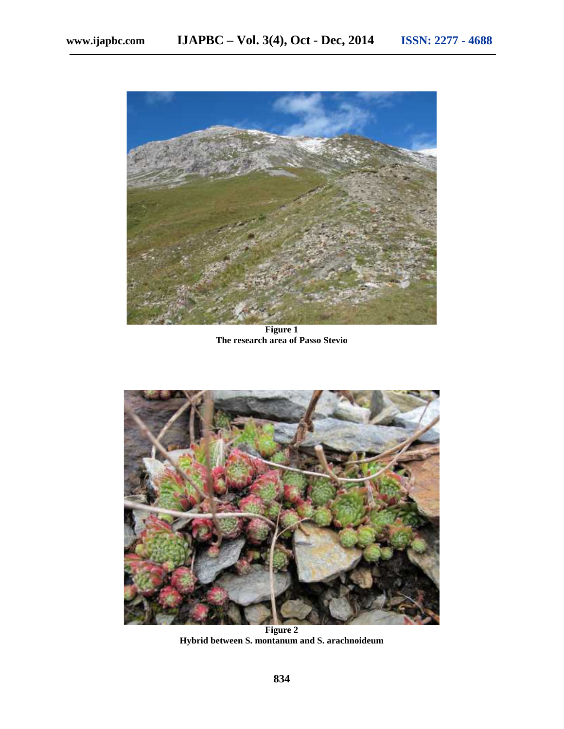**Figure 1**
**The research area of Passo Stevio**

**Figure 2**
**Hybrid between S. montanum and S. arachnoideum**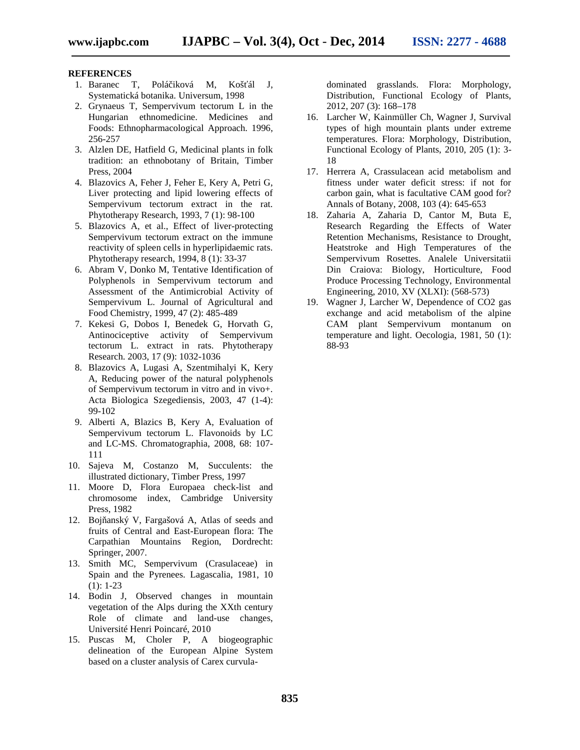## REFERENCES

1. Baranec T, Poláčiková M, Košťál J, Systematická botanika. Universum, 1998
2. Grynaeus T, Sempervivum tectorum L in the Hungarian ethnomedicine. Medicines and Foods: Ethnopharmacological Approach. 1996, 256-257
3. Alzlen DE, Hatfield G, Medicinal plants in folk tradition: an ethnobotany of Britain, Timber Press, 2004
4. Blazovics A, Feher J, Feher E, Kery A, Petri G, Liver protecting and lipid lowering effects of Sempervivum tectorum extract in the rat. Phytotherapy Research, 1993, 7 (1): 98-100
5. Blazovics A, et al., Effect of liver-protecting Sempervivum tectorum extract on the immune reactivity of spleen cells in hyperlipidaemic rats. Phytotherapy research, 1994, 8 (1): 33-37
6. Abram V, Donko M, Tentative Identification of Polyphenols in Sempervivum tectorum and Assessment of the Antimicrobial Activity of Sempervivum L. Journal of Agricultural and Food Chemistry, 1999, 47 (2): 485-489
7. Kekesi G, Dobos I, Benedek G, Horvath G, Antinociceptive activity of Sempervivum tectorum L. extract in rats. Phytotherapy Research. 2003, 17 (9): 1032-1036
8. Blazovics A, Lugasi A, Szentmihalyi K, Kery A, Reducing power of the natural polyphenols of Sempervivum tectorum in vitro and in vivo+. Acta Biologica Szegediensis, 2003, 47 (1-4): 99-102
9. Alberti A, Blazics B, Kery A, Evaluation of Sempervivum tectorum L. Flavonoids by LC and LC-MS. Chromatographia, 2008, 68: 107-111
10. Sajeva M, Costanzo M, Succulents: the illustrated dictionary, Timber Press, 1997
11. Moore D, Flora Europaea check-list and chromosome index, Cambridge University Press, 1982
12. Bojňanský V, Fargašová A, Atlas of seeds and fruits of Central and East-European flora: The Carpathian Mountains Region, Dordrecht: Springer, 2007.
13. Smith MC, Sempervivum (Crasulaceae) in Spain and the Pyrenees. Lagascalia, 1981, 10 (1): 1-23
14. Bodin J, Observed changes in mountain vegetation of the Alps during the XXth century Role of climate and land-use changes, Université Henri Poincaré, 2010
15. Puscas M, Choler P, A biogeographic delineation of the European Alpine System based on a cluster analysis of Carex curvula-dominated grasslands. Flora: Morphology, Distribution, Functional Ecology of Plants, 2012, 207 (3): 168–178
16. Larcher W, Kainmüller Ch, Wagner J, Survival types of high mountain plants under extreme temperatures. Flora: Morphology, Distribution, Functional Ecology of Plants, 2010, 205 (1): 3-18
17. Herrera A, Crassulacean acid metabolism and fitness under water deficit stress: if not for carbon gain, what is facultative CAM good for? Annals of Botany, 2008, 103 (4): 645-653
18. Zaharia A, Zaharia D, Cantor M, Buta E, Research Regarding the Effects of Water Retention Mechanisms, Resistance to Drought, Heatstroke and High Temperatures of the Sempervivum Rosettes. Analele Universitatii Din Craiova: Biology, Horticulture, Food Produce Processing Technology, Environmental Engineering, 2010, XV (XLXI): (568-573)
19. Wagner J, Larcher W, Dependence of $CO_2$ gas exchange and acid metabolism of the alpine CAM plant Sempervivum montanum on temperature and light. Oecologia, 1981, 50 (1): 88-93